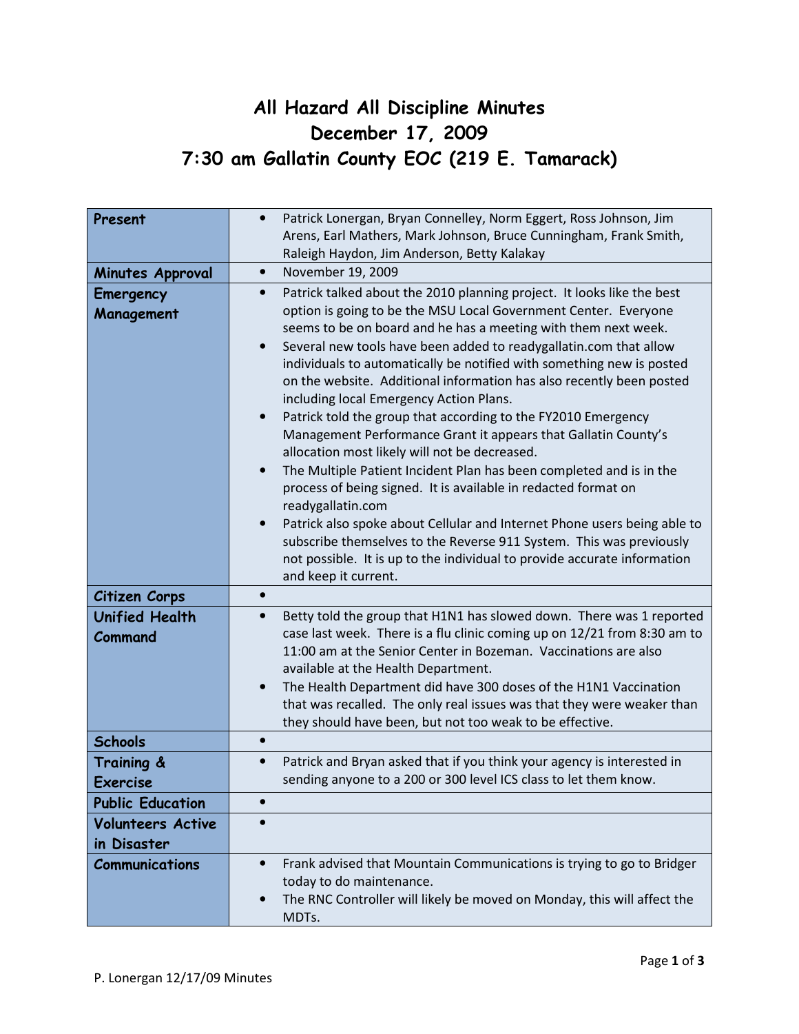# All Hazard All Discipline Minutes
# December 17, 2009
# 7:30 am Gallatin County EOC (219 E. Tamarack)

| | |
|---|---|
| **Present** | • Patrick Lonergan, Bryan Connelley, Norm Eggert, Ross Johnson, Jim Arens, Earl Mathers, Mark Johnson, Bruce Cunningham, Frank Smith, Raleigh Haydon, Jim Anderson, Betty Kalakay |
| **Minutes Approval** | • November 19, 2009 |
| **Emergency Management** | • Patrick talked about the 2010 planning project. It looks like the best option is going to be the MSU Local Government Center. Everyone seems to be on board and he has a meeting with them next week.<br>• Several new tools have been added to readygallatin.com that allow individuals to automatically be notified with something new is posted on the website. Additional information has also recently been posted including local Emergency Action Plans.<br>• Patrick told the group that according to the FY2010 Emergency Management Performance Grant it appears that Gallatin County's allocation most likely will not be decreased.<br>• The Multiple Patient Incident Plan has been completed and is in the process of being signed. It is available in redacted format on readygallatin.com<br>• Patrick also spoke about Cellular and Internet Phone users being able to subscribe themselves to the Reverse 911 System. This was previously not possible. It is up to the individual to provide accurate information and keep it current. |
| **Citizen Corps** | • |
| **Unified Health Command** | • Betty told the group that H1N1 has slowed down. There was 1 reported case last week. There is a flu clinic coming up on 12/21 from 8:30 am to 11:00 am at the Senior Center in Bozeman. Vaccinations are also available at the Health Department.<br>• The Health Department did have 300 doses of the H1N1 Vaccination that was recalled. The only real issues was that they were weaker than they should have been, but not too weak to be effective. |
| **Schools** | • |
| **Training & Exercise** | • Patrick and Bryan asked that if you think your agency is interested in sending anyone to a 200 or 300 level ICS class to let them know. |
| **Public Education** | • |
| **Volunteers Active in Disaster** | • |
| **Communications** | • Frank advised that Mountain Communications is trying to go to Bridger today to do maintenance.<br>• The RNC Controller will likely be moved on Monday, this will affect the MDTs. |

P. Lonergan 12/17/09 Minutes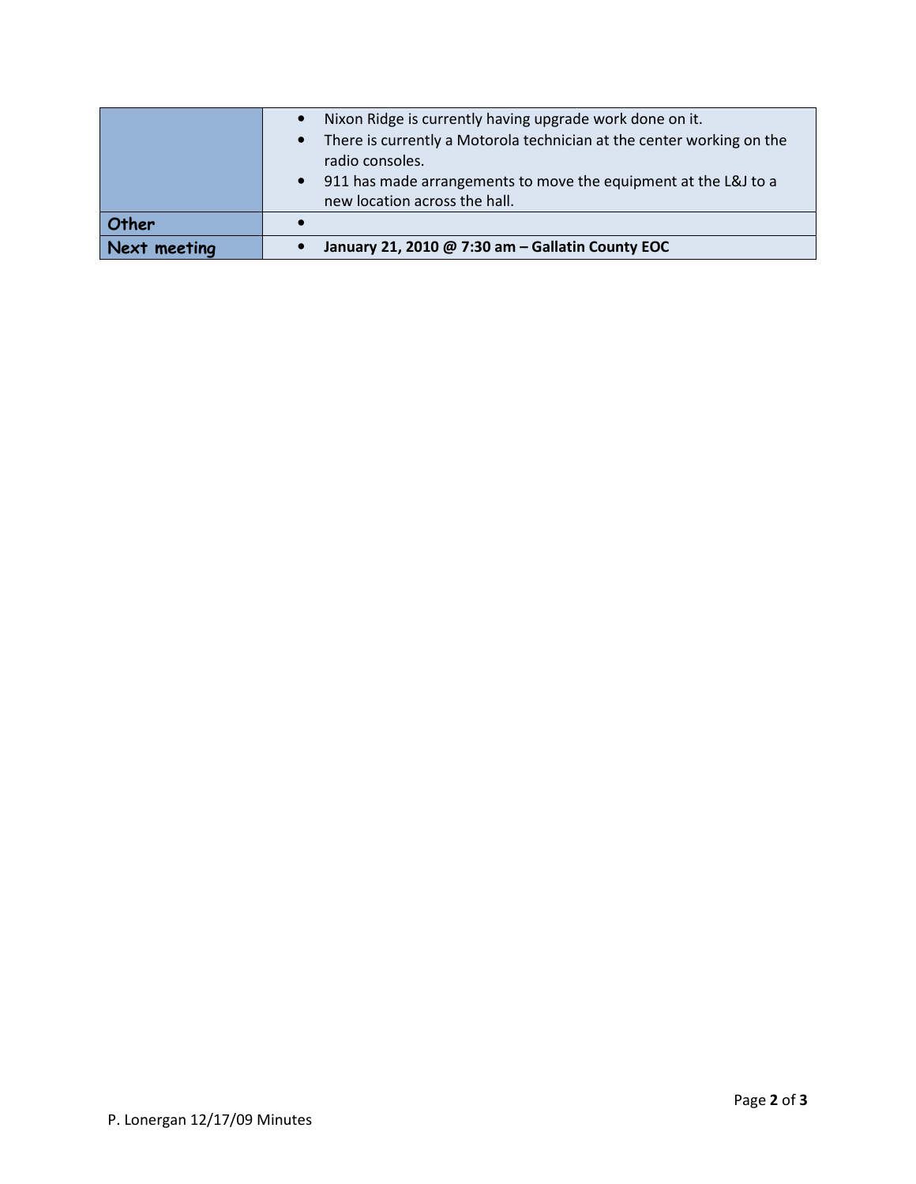| | |
|---|---|
| | • Nixon Ridge is currently having upgrade work done on it.<br>• There is currently a Motorola technician at the center working on the radio consoles.<br>• 911 has made arrangements to move the equipment at the L&J to a new location across the hall. |
| **Other** | • |
| **Next meeting** | • **January 21, 2010 @ 7:30 am – Gallatin County EOC** |

P. Lonergan 12/17/09 Minutes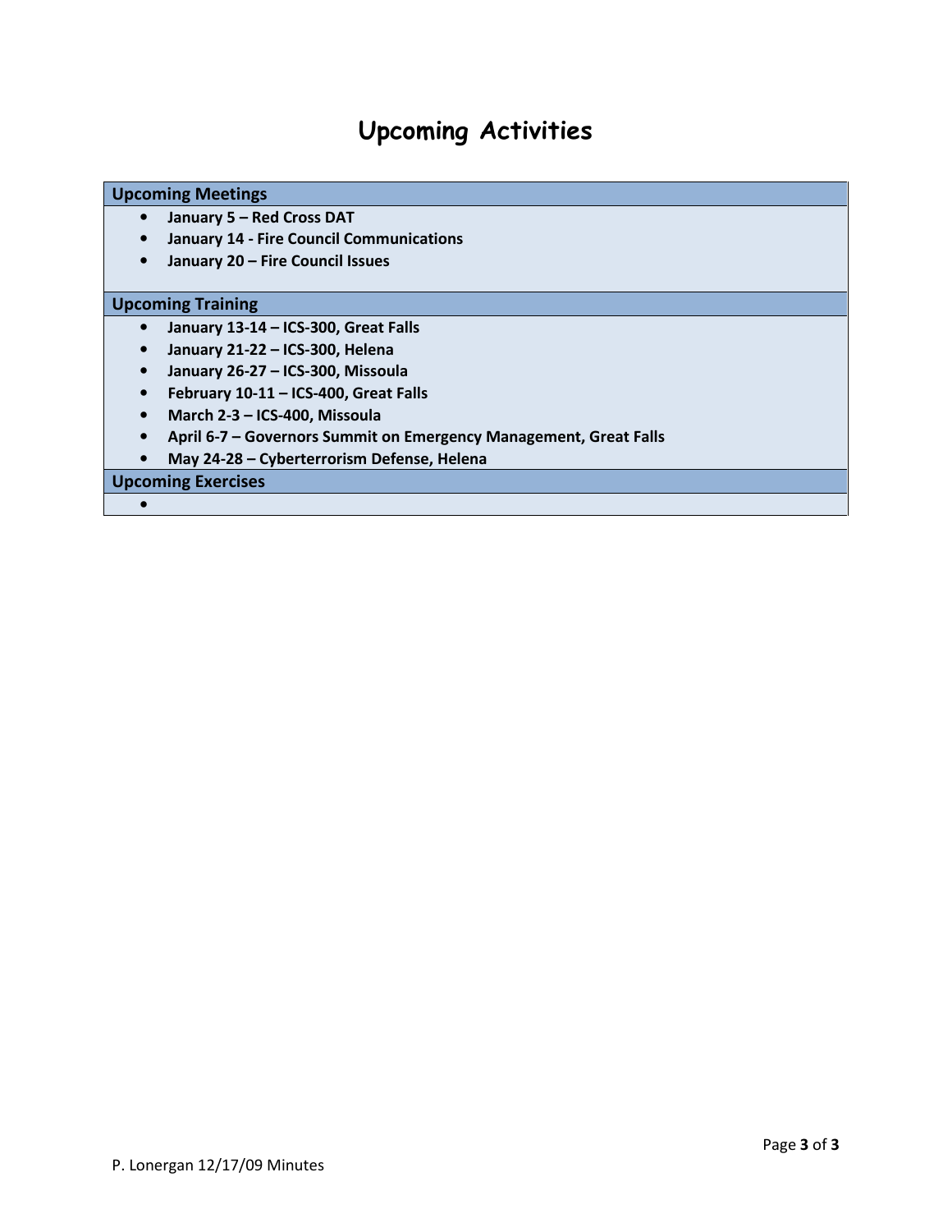# Upcoming Activities

## Upcoming Meetings

- **January 5 – Red Cross DAT**
- **January 14 - Fire Council Communications**
- **January 20 – Fire Council Issues**

## Upcoming Training

- **January 13-14 – ICS-300, Great Falls**
- **January 21-22 – ICS-300, Helena**
- **January 26-27 – ICS-300, Missoula**
- **February 10-11 – ICS-400, Great Falls**
- **March 2-3 – ICS-400, Missoula**
- **April 6-7 – Governors Summit on Emergency Management, Great Falls**
- **May 24-28 – Cyberterrorism Defense, Helena**

## Upcoming Exercises

- 

P. Lonergan 12/17/09 Minutes